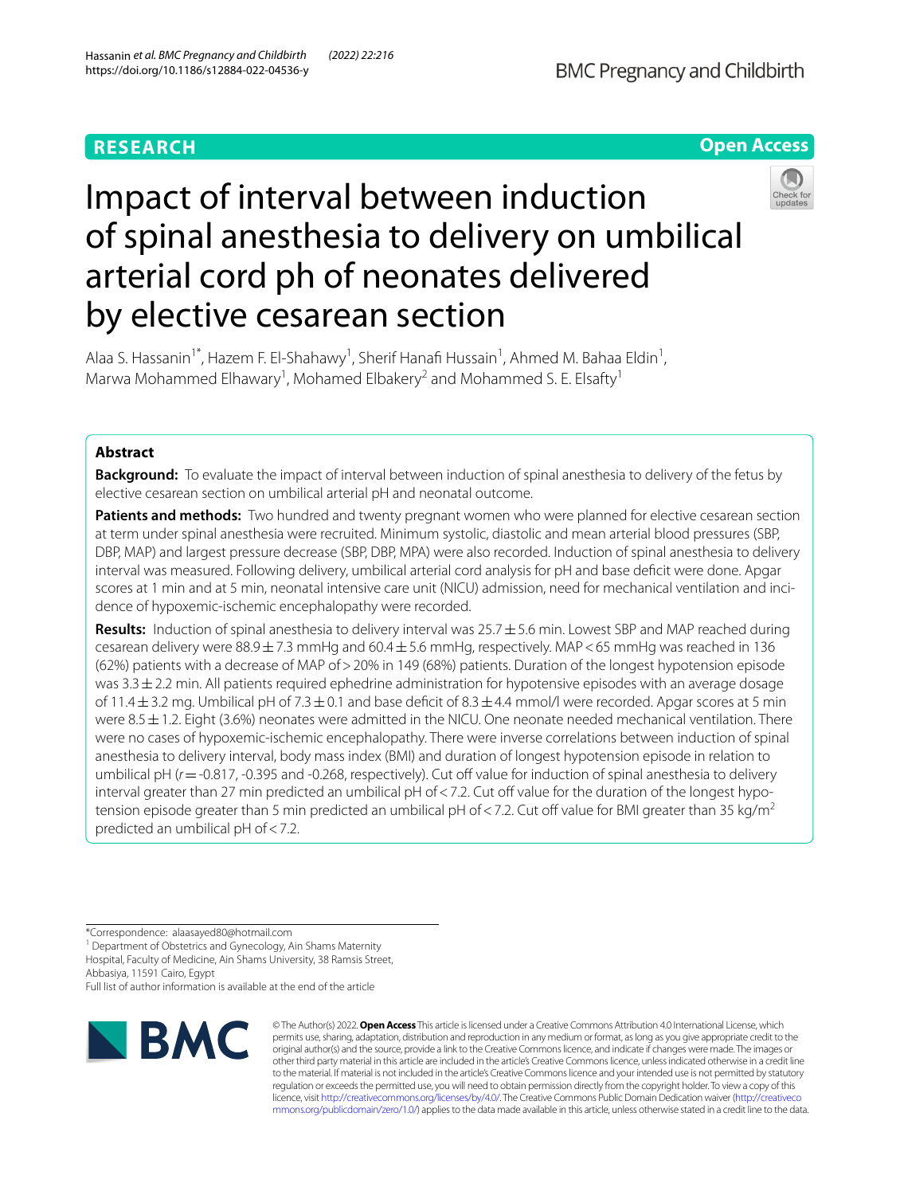**RESEARCH** **Open Access**

# Impact of interval between induction of spinal anesthesia to delivery on umbilical arterial cord ph of neonates delivered by elective cesarean section

Alaa S. Hassanin[1*], Hazem F. El-Shahawy[1], Sherif Hanafi Hussain[1], Ahmed M. Bahaa Eldin[1], Marwa Mohammed Elhawary[1], Mohamed Elbakery[2] and Mohammed S. E. Elsafty[1]

## Abstract

**Background:** To evaluate the impact of interval between induction of spinal anesthesia to delivery of the fetus by elective cesarean section on umbilical arterial pH and neonatal outcome.

**Patients and methods:** Two hundred and twenty pregnant women who were planned for elective cesarean section at term under spinal anesthesia were recruited. Minimum systolic, diastolic and mean arterial blood pressures (SBP, DBP, MAP) and largest pressure decrease (SBP, DBP, MPA) were also recorded. Induction of spinal anesthesia to delivery interval was measured. Following delivery, umbilical arterial cord analysis for pH and base deficit were done. Apgar scores at 1 min and at 5 min, neonatal intensive care unit (NICU) admission, need for mechanical ventilation and incidence of hypoxemic-ischemic encephalopathy were recorded.

**Results:** Induction of spinal anesthesia to delivery interval was 25.7 ± 5.6 min. Lowest SBP and MAP reached during cesarean delivery were 88.9 ± 7.3 mmHg and 60.4 ± 5.6 mmHg, respectively. MAP < 65 mmHg was reached in 136 (62%) patients with a decrease of MAP of > 20% in 149 (68%) patients. Duration of the longest hypotension episode was 3.3 ± 2.2 min. All patients required ephedrine administration for hypotensive episodes with an average dosage of 11.4 ± 3.2 mg. Umbilical pH of 7.3 ± 0.1 and base deficit of 8.3 ± 4.4 mmol/l were recorded. Apgar scores at 5 min were 8.5 ± 1.2. Eight (3.6%) neonates were admitted in the NICU. One neonate needed mechanical ventilation. There were no cases of hypoxemic-ischemic encephalopathy. There were inverse correlations between induction of spinal anesthesia to delivery interval, body mass index (BMI) and duration of longest hypotension episode in relation to umbilical pH ($r$ = -0.817, -0.395 and -0.268, respectively). Cut off value for induction of spinal anesthesia to delivery interval greater than 27 min predicted an umbilical pH of < 7.2. Cut off value for the duration of the longest hypotension episode greater than 5 min predicted an umbilical pH of < 7.2. Cut off value for BMI greater than 35 kg/m$^2$ predicted an umbilical pH of < 7.2.

*Correspondence: alaasayed80@hotmail.com

[1] Department of Obstetrics and Gynecology, Ain Shams Maternity Hospital, Faculty of Medicine, Ain Shams University, 38 Ramsis Street, Abbasiya, 11591 Cairo, Egypt

Full list of author information is available at the end of the article

© The Author(s) 2022. **Open Access** This article is licensed under a Creative Commons Attribution 4.0 International License, which permits use, sharing, adaptation, distribution and reproduction in any medium or format, as long as you give appropriate credit to the original author(s) and the source, provide a link to the Creative Commons licence, and indicate if changes were made. The images or other third party material in this article are included in the article's Creative Commons licence, unless indicated otherwise in a credit line to the material. If material is not included in the article's Creative Commons licence and your intended use is not permitted by statutory regulation or exceeds the permitted use, you will need to obtain permission directly from the copyright holder. To view a copy of this licence, visit http://creativecommons.org/licenses/by/4.0/. The Creative Commons Public Domain Dedication waiver (http://creativecommons.org/publicdomain/zero/1.0/) applies to the data made available in this article, unless otherwise stated in a credit line to the data.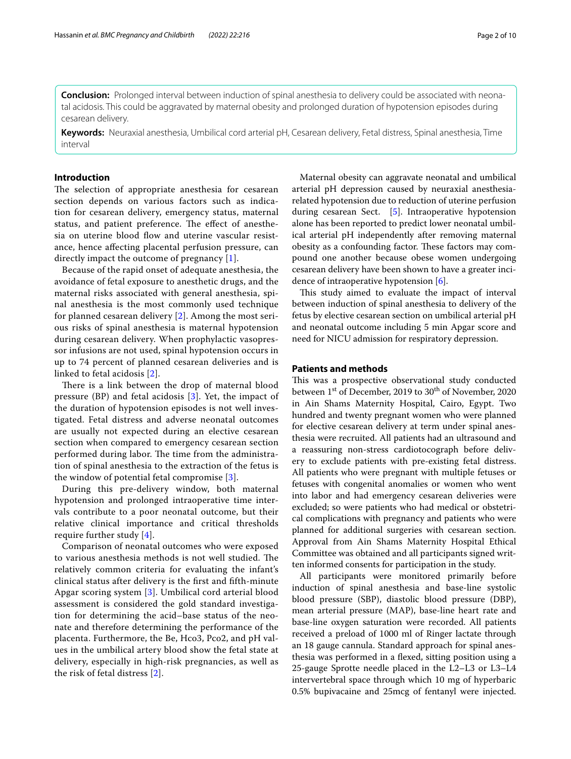**Conclusion:** Prolonged interval between induction of spinal anesthesia to delivery could be associated with neonatal acidosis. This could be aggravated by maternal obesity and prolonged duration of hypotension episodes during cesarean delivery.

**Keywords:** Neuraxial anesthesia, Umbilical cord arterial pH, Cesarean delivery, Fetal distress, Spinal anesthesia, Time interval

## Introduction

The selection of appropriate anesthesia for cesarean section depends on various factors such as indication for cesarean delivery, emergency status, maternal status, and patient preference. The effect of anesthesia on uterine blood flow and uterine vascular resistance, hence affecting placental perfusion pressure, can directly impact the outcome of pregnancy [1].

Because of the rapid onset of adequate anesthesia, the avoidance of fetal exposure to anesthetic drugs, and the maternal risks associated with general anesthesia, spinal anesthesia is the most commonly used technique for planned cesarean delivery [2]. Among the most serious risks of spinal anesthesia is maternal hypotension during cesarean delivery. When prophylactic vasopressor infusions are not used, spinal hypotension occurs in up to 74 percent of planned cesarean deliveries and is linked to fetal acidosis [2].

There is a link between the drop of maternal blood pressure (BP) and fetal acidosis [3]. Yet, the impact of the duration of hypotension episodes is not well investigated. Fetal distress and adverse neonatal outcomes are usually not expected during an elective cesarean section when compared to emergency cesarean section performed during labor. The time from the administration of spinal anesthesia to the extraction of the fetus is the window of potential fetal compromise [3].

During this pre-delivery window, both maternal hypotension and prolonged intraoperative time intervals contribute to a poor neonatal outcome, but their relative clinical importance and critical thresholds require further study [4].

Comparison of neonatal outcomes who were exposed to various anesthesia methods is not well studied. The relatively common criteria for evaluating the infant's clinical status after delivery is the first and fifth-minute Apgar scoring system [3]. Umbilical cord arterial blood assessment is considered the gold standard investigation for determining the acid–base status of the neonate and therefore determining the performance of the placenta. Furthermore, the Be, Hco3, Pco2, and pH values in the umbilical artery blood show the fetal state at delivery, especially in high-risk pregnancies, as well as the risk of fetal distress [2].

Maternal obesity can aggravate neonatal and umbilical arterial pH depression caused by neuraxial anesthesia-related hypotension due to reduction of uterine perfusion during cesarean Sect. [5]. Intraoperative hypotension alone has been reported to predict lower neonatal umbilical arterial pH independently after removing maternal obesity as a confounding factor. These factors may compound one another because obese women undergoing cesarean delivery have been shown to have a greater incidence of intraoperative hypotension [6].

This study aimed to evaluate the impact of interval between induction of spinal anesthesia to delivery of the fetus by elective cesarean section on umbilical arterial pH and neonatal outcome including 5 min Apgar score and need for NICU admission for respiratory depression.

## Patients and methods

This was a prospective observational study conducted between 1st of December, 2019 to 30th of November, 2020 in Ain Shams Maternity Hospital, Cairo, Egypt. Two hundred and twenty pregnant women who were planned for elective cesarean delivery at term under spinal anesthesia were recruited. All patients had an ultrasound and a reassuring non-stress cardiotocograph before delivery to exclude patients with pre-existing fetal distress. All patients who were pregnant with multiple fetuses or fetuses with congenital anomalies or women who went into labor and had emergency cesarean deliveries were excluded; so were patients who had medical or obstetrical complications with pregnancy and patients who were planned for additional surgeries with cesarean section. Approval from Ain Shams Maternity Hospital Ethical Committee was obtained and all participants signed written informed consents for participation in the study.

All participants were monitored primarily before induction of spinal anesthesia and base-line systolic blood pressure (SBP), diastolic blood pressure (DBP), mean arterial pressure (MAP), base-line heart rate and base-line oxygen saturation were recorded. All patients received a preload of 1000 ml of Ringer lactate through an 18 gauge cannula. Standard approach for spinal anesthesia was performed in a flexed, sitting position using a 25-gauge Sprotte needle placed in the L2–L3 or L3–L4 intervertebral space through which 10 mg of hyperbaric 0.5% bupivacaine and 25mcg of fentanyl were injected.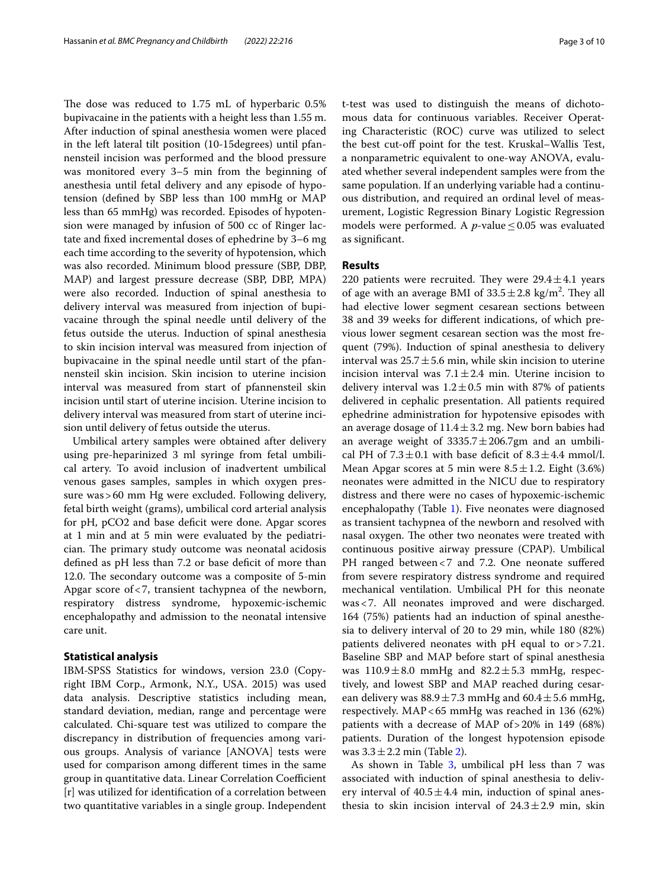The dose was reduced to 1.75 mL of hyperbaric 0.5% bupivacaine in the patients with a height less than 1.55 m. After induction of spinal anesthesia women were placed in the left lateral tilt position (10-15degrees) until pfannensteil incision was performed and the blood pressure was monitored every 3–5 min from the beginning of anesthesia until fetal delivery and any episode of hypotension (defined by SBP less than 100 mmHg or MAP less than 65 mmHg) was recorded. Episodes of hypotension were managed by infusion of 500 cc of Ringer lactate and fixed incremental doses of ephedrine by 3–6 mg each time according to the severity of hypotension, which was also recorded. Minimum blood pressure (SBP, DBP, MAP) and largest pressure decrease (SBP, DBP, MPA) were also recorded. Induction of spinal anesthesia to delivery interval was measured from injection of bupivacaine through the spinal needle until delivery of the fetus outside the uterus. Induction of spinal anesthesia to skin incision interval was measured from injection of bupivacaine in the spinal needle until start of the pfannensteil skin incision. Skin incision to uterine incision interval was measured from start of pfannensteil skin incision until start of uterine incision. Uterine incision to delivery interval was measured from start of uterine incision until delivery of fetus outside the uterus.

Umbilical artery samples were obtained after delivery using pre-heparinized 3 ml syringe from fetal umbilical artery. To avoid inclusion of inadvertent umbilical venous gases samples, samples in which oxygen pressure was > 60 mm Hg were excluded. Following delivery, fetal birth weight (grams), umbilical cord arterial analysis for pH, pCO2 and base deficit were done. Apgar scores at 1 min and at 5 min were evaluated by the pediatrician. The primary study outcome was neonatal acidosis defined as pH less than 7.2 or base deficit of more than 12.0. The secondary outcome was a composite of 5-min Apgar score of < 7, transient tachypnea of the newborn, respiratory distress syndrome, hypoxemic-ischemic encephalopathy and admission to the neonatal intensive care unit.

## Statistical analysis

IBM-SPSS Statistics for windows, version 23.0 (Copyright IBM Corp., Armonk, N.Y., USA. 2015) was used data analysis. Descriptive statistics including mean, standard deviation, median, range and percentage were calculated. Chi-square test was utilized to compare the discrepancy in distribution of frequencies among various groups. Analysis of variance [ANOVA] tests were used for comparison among different times in the same group in quantitative data. Linear Correlation Coefficient [r] was utilized for identification of a correlation between two quantitative variables in a single group. Independent t-test was used to distinguish the means of dichotomous data for continuous variables. Receiver Operating Characteristic (ROC) curve was utilized to select the best cut-off point for the test. Kruskal–Wallis Test, a nonparametric equivalent to one-way ANOVA, evaluated whether several independent samples were from the same population. If an underlying variable had a continuous distribution, and required an ordinal level of measurement, Logistic Regression Binary Logistic Regression models were performed. A $p$-value $\leq 0.05$ was evaluated as significant.

## Results

220 patients were recruited. They were $29.4 \pm 4.1$ years of age with an average BMI of $33.5 \pm 2.8$ kg/m$^2$. They all had elective lower segment cesarean sections between 38 and 39 weeks for different indications, of which previous lower segment cesarean section was the most frequent (79%). Induction of spinal anesthesia to delivery interval was $25.7 \pm 5.6$ min, while skin incision to uterine incision interval was $7.1 \pm 2.4$ min. Uterine incision to delivery interval was $1.2 \pm 0.5$ min with 87% of patients delivered in cephalic presentation. All patients required ephedrine administration for hypotensive episodes with an average dosage of $11.4 \pm 3.2$ mg. New born babies had an average weight of $3335.7 \pm 206.7$gm and an umbilical PH of $7.3 \pm 0.1$ with base deficit of $8.3 \pm 4.4$ mmol/l. Mean Apgar scores at 5 min were $8.5 \pm 1.2$. Eight (3.6%) neonates were admitted in the NICU due to respiratory distress and there were no cases of hypoxemic-ischemic encephalopathy (Table 1). Five neonates were diagnosed as transient tachypnea of the newborn and resolved with nasal oxygen. The other two neonates were treated with continuous positive airway pressure (CPAP). Umbilical PH ranged between < 7 and 7.2. One neonate suffered from severe respiratory distress syndrome and required mechanical ventilation. Umbilical PH for this neonate was < 7. All neonates improved and were discharged. 164 (75%) patients had an induction of spinal anesthesia to delivery interval of 20 to 29 min, while 180 (82%) patients delivered neonates with pH equal to or > 7.21. Baseline SBP and MAP before start of spinal anesthesia was $110.9 \pm 8.0$ mmHg and $82.2 \pm 5.3$ mmHg, respectively, and lowest SBP and MAP reached during cesarean delivery was $88.9 \pm 7.3$ mmHg and $60.4 \pm 5.6$ mmHg, respectively. MAP < 65 mmHg was reached in 136 (62%) patients with a decrease of MAP of > 20% in 149 (68%) patients. Duration of the longest hypotension episode was $3.3 \pm 2.2$ min (Table 2).

As shown in Table 3, umbilical pH less than 7 was associated with induction of spinal anesthesia to delivery interval of $40.5 \pm 4.4$ min, induction of spinal anesthesia to skin incision interval of $24.3 \pm 2.9$ min, skin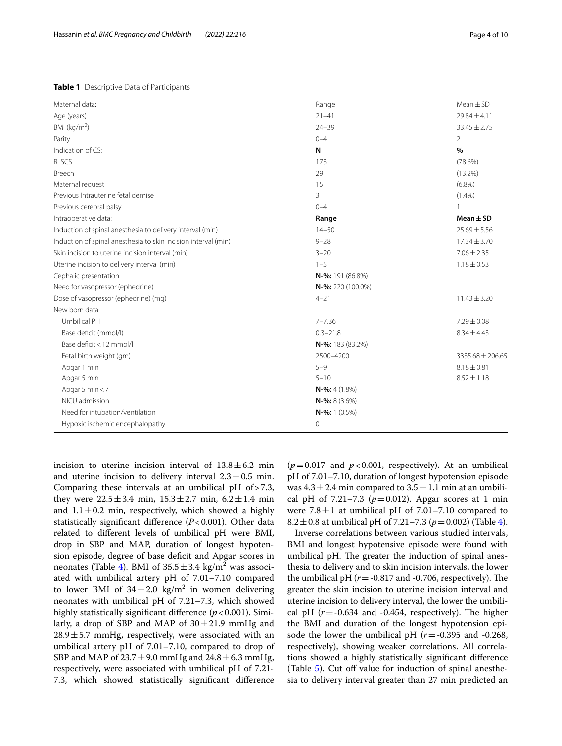**Table 1** Descriptive Data of Participants

| Maternal data: | Range | Mean ± SD |
|---|---|---|
| Age (years) | 21–41 | 29.84 ± 4.11 |
| BMI (kg/m$^2$) | 24–39 | 33.45 ± 2.75 |
| Parity | 0–4 | 2 |
| Indication of CS: | **N** | **%** |
| RLSCS | 173 | (78.6%) |
| Breech | 29 | (13.2%) |
| Maternal request | 15 | (6.8%) |
| Previous Intrauterine fetal demise | 3 | (1.4%) |
| Previous cerebral palsy | 0–4 | 1 |
| Intraoperative data: | **Range** | **Mean ± SD** |
| Induction of spinal anesthesia to delivery interval (min) | 14–50 | 25.69 ± 5.56 |
| Induction of spinal anesthesia to skin incision interval (min) | 9–28 | 17.34 ± 3.70 |
| Skin incision to uterine incision interval (min) | 3–20 | 7.06 ± 2.35 |
| Uterine incision to delivery interval (min) | 1–5 | 1.18 ± 0.53 |
| Cephalic presentation | **N-%:** 191 (86.8%) | |
| Need for vasopressor (ephedrine) | **N-%:** 220 (100.0%) | |
| Dose of vasopressor (ephedrine) (mg) | 4–21 | 11.43 ± 3.20 |
| New born data: | | |
| Umbilical PH | 7–7.36 | 7.29 ± 0.08 |
| Base deficit (mmol/l) | 0.3–21.8 | 8.34 ± 4.43 |
| Base deficit < 12 mmol/l | **N-%:** 183 (83.2%) | |
| Fetal birth weight (gm) | 2500–4200 | 3335.68 ± 206.65 |
| Apgar 1 min | 5–9 | 8.18 ± 0.81 |
| Apgar 5 min | 5–10 | 8.52 ± 1.18 |
| Apgar 5 min < 7 | **N-%:** 4 (1.8%) | |
| NICU admission | **N-%:** 8 (3.6%) | |
| Need for intubation/ventilation | **N-%:** 1 (0.5%) | |
| Hypoxic ischemic encephalopathy | 0 | |

incision to uterine incision interval of 13.8 ± 6.2 min and uterine incision to delivery interval 2.3 ± 0.5 min. Comparing these intervals at an umbilical pH of > 7.3, they were 22.5 ± 3.4 min, 15.3 ± 2.7 min, 6.2 ± 1.4 min and 1.1 ± 0.2 min, respectively, which showed a highly statistically significant difference ($P < 0.001$). Other data related to different levels of umbilical pH were BMI, drop in SBP and MAP, duration of longest hypotension episode, degree of base deficit and Apgar scores in neonates (Table 4). BMI of 35.5 ± 3.4 kg/m$^2$ was associated with umbilical artery pH of 7.01–7.10 compared to lower BMI of 34 ± 2.0 kg/m$^2$ in women delivering neonates with umbilical pH of 7.21–7.3, which showed highly statistically significant difference ($p < 0.001$). Similarly, a drop of SBP and MAP of 30 ± 21.9 mmHg and 28.9 ± 5.7 mmHg, respectively, were associated with an umbilical artery pH of 7.01–7.10, compared to drop of SBP and MAP of 23.7 ± 9.0 mmHg and 24.8 ± 6.3 mmHg, respectively, were associated with umbilical pH of 7.21-7.3, which showed statistically significant difference ($p = 0.017$ and $p < 0.001$, respectively). At an umbilical pH of 7.01–7.10, duration of longest hypotension episode was 4.3 ± 2.4 min compared to 3.5 ± 1.1 min at an umbilical pH of 7.21–7.3 ($p = 0.012$). Apgar scores at 1 min were 7.8 ± 1 at umbilical pH of 7.01–7.10 compared to 8.2 ± 0.8 at umbilical pH of 7.21–7.3 ($p = 0.002$) (Table 4).

Inverse correlations between various studied intervals, BMI and longest hypotensive episode were found with umbilical pH. The greater the induction of spinal anesthesia to delivery and to skin incision intervals, the lower the umbilical pH ($r = -0.817$ and -0.706, respectively). The greater the skin incision to uterine incision interval and uterine incision to delivery interval, the lower the umbilical pH ($r = -0.634$ and -0.454, respectively). The higher the BMI and duration of the longest hypotension episode the lower the umbilical pH ($r = -0.395$ and -0.268, respectively), showing weaker correlations. All correlations showed a highly statistically significant difference (Table 5). Cut off value for induction of spinal anesthesia to delivery interval greater than 27 min predicted an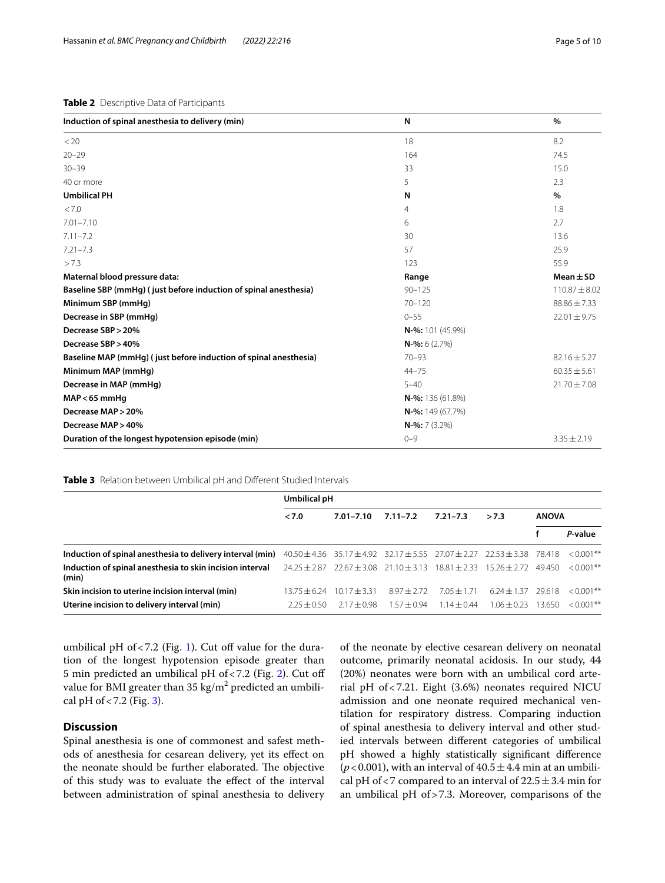**Table 2** Descriptive Data of Participants

| Induction of spinal anesthesia to delivery (min) | N | % |
|---|---|---|
| < 20 | 18 | 8.2 |
| 20–29 | 164 | 74.5 |
| 30–39 | 33 | 15.0 |
| 40 or more | 5 | 2.3 |
| **Umbilical PH** | **N** | **%** |
| < 7.0 | 4 | 1.8 |
| 7.01–7.10 | 6 | 2.7 |
| 7.11–7.2 | 30 | 13.6 |
| 7.21–7.3 | 57 | 25.9 |
| > 7.3 | 123 | 55.9 |
| **Maternal blood pressure data:** | **Range** | **Mean ± SD** |
| **Baseline SBP (mmHg) ( just before induction of spinal anesthesia)** | 90–125 | 110.87 ± 8.02 |
| **Minimum SBP (mmHg)** | 70–120 | 88.86 ± 7.33 |
| **Decrease in SBP (mmHg)** | 0–55 | 22.01 ± 9.75 |
| **Decrease SBP > 20%** | **N-%:** 101 (45.9%) | |
| **Decrease SBP > 40%** | **N-%:** 6 (2.7%) | |
| **Baseline MAP (mmHg) ( just before induction of spinal anesthesia)** | 70–93 | 82.16 ± 5.27 |
| **Minimum MAP (mmHg)** | 44–75 | 60.35 ± 5.61 |
| **Decrease in MAP (mmHg)** | 5–40 | 21.70 ± 7.08 |
| **MAP < 65 mmHg** | **N-%:** 136 (61.8%) | |
| **Decrease MAP > 20%** | **N-%:** 149 (67.7%) | |
| **Decrease MAP > 40%** | **N-%:** 7 (3.2%) | |
| **Duration of the longest hypotension episode (min)** | 0–9 | 3.35 ± 2.19 |

**Table 3** Relation between Umbilical pH and Different Studied Intervals

| | Umbilical pH | | | | | | |
|---|---|---|---|---|---|---|---|
| | **< 7.0** | **7.01–7.10** | **7.11–7.2** | **7.21–7.3** | **> 7.3** | **ANOVA** | |
| | | | | | | **f** | ***P*-value** |
| **Induction of spinal anesthesia to delivery interval (min)** | 40.50 ± 4.36 | 35.17 ± 4.92 | 32.17 ± 5.55 | 27.07 ± 2.27 | 22.53 ± 3.38 | 78.418 | < 0.001** |
| **Induction of spinal anesthesia to skin incision interval (min)** | 24.25 ± 2.87 | 22.67 ± 3.08 | 21.10 ± 3.13 | 18.81 ± 2.33 | 15.26 ± 2.72 | 49.450 | < 0.001** |
| **Skin incision to uterine incision interval (min)** | 13.75 ± 6.24 | 10.17 ± 3.31 | 8.97 ± 2.72 | 7.05 ± 1.71 | 6.24 ± 1.37 | 29.618 | < 0.001** |
| **Uterine incision to delivery interval (min)** | 2.25 ± 0.50 | 2.17 ± 0.98 | 1.57 ± 0.94 | 1.14 ± 0.44 | 1.06 ± 0.23 | 13.650 | < 0.001** |

umbilical pH of < 7.2 (Fig. 1). Cut off value for the duration of the longest hypotension episode greater than 5 min predicted an umbilical pH of < 7.2 (Fig. 2). Cut off value for BMI greater than 35 kg/$m^2$ predicted an umbilical pH of < 7.2 (Fig. 3).

## Discussion

Spinal anesthesia is one of commonest and safest methods of anesthesia for cesarean delivery, yet its effect on the neonate should be further elaborated. The objective of this study was to evaluate the effect of the interval between administration of spinal anesthesia to delivery of the neonate by elective cesarean delivery on neonatal outcome, primarily neonatal acidosis. In our study, 44 (20%) neonates were born with an umbilical cord arterial pH of < 7.21. Eight (3.6%) neonates required NICU admission and one neonate required mechanical ventilation for respiratory distress. Comparing induction of spinal anesthesia to delivery interval and other studied intervals between different categories of umbilical pH showed a highly statistically significant difference ($p < 0.001$), with an interval of 40.5 ± 4.4 min at an umbilical pH of < 7 compared to an interval of 22.5 ± 3.4 min for an umbilical pH of > 7.3. Moreover, comparisons of the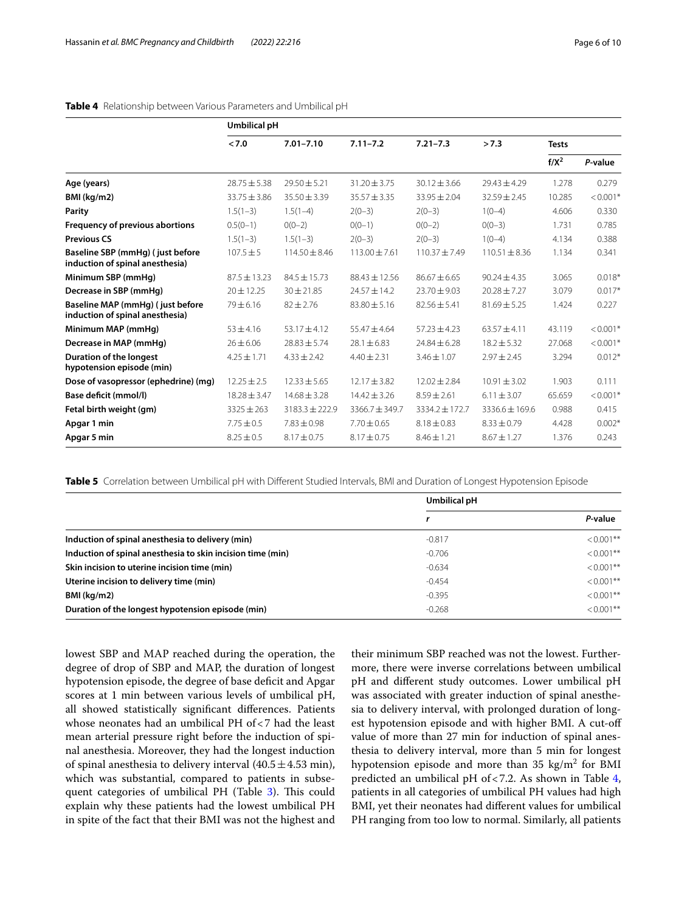**Table 4** Relationship between Various Parameters and Umbilical pH

| | Umbilical pH | | | | | | |
|---|---|---|---|---|---|---|---|
| | < 7.0 | 7.01–7.10 | 7.11–7.2 | 7.21–7.3 | > 7.3 | Tests | |
| | | | | | | $f/X^2$ | *P*-value |
| **Age (years)** | 28.75 ± 5.38 | 29.50 ± 5.21 | 31.20 ± 3.75 | 30.12 ± 3.66 | 29.43 ± 4.29 | 1.278 | 0.279 |
| **BMI (kg/m2)** | 33.75 ± 3.86 | 35.50 ± 3.39 | 35.57 ± 3.35 | 33.95 ± 2.04 | 32.59 ± 2.45 | 10.285 | < 0.001* |
| **Parity** | 1.5(1–3) | 1.5(1–4) | 2(0–3) | 2(0–3) | 1(0–4) | 4.606 | 0.330 |
| **Frequency of previous abortions** | 0.5(0–1) | 0(0–2) | 0(0–1) | 0(0–2) | 0(0–3) | 1.731 | 0.785 |
| **Previous CS** | 1.5(1–3) | 1.5(1–3) | 2(0–3) | 2(0–3) | 1(0–4) | 4.134 | 0.388 |
| **Baseline SBP (mmHg) ( just before induction of spinal anesthesia)** | 107.5 ± 5 | 114.50 ± 8.46 | 113.00 ± 7.61 | 110.37 ± 7.49 | 110.51 ± 8.36 | 1.134 | 0.341 |
| **Minimum SBP (mmHg)** | 87.5 ± 13.23 | 84.5 ± 15.73 | 88.43 ± 12.56 | 86.67 ± 6.65 | 90.24 ± 4.35 | 3.065 | 0.018* |
| **Decrease in SBP (mmHg)** | 20 ± 12.25 | 30 ± 21.85 | 24.57 ± 14.2 | 23.70 ± 9.03 | 20.28 ± 7.27 | 3.079 | 0.017* |
| **Baseline MAP (mmHg) ( just before induction of spinal anesthesia)** | 79 ± 6.16 | 82 ± 2.76 | 83.80 ± 5.16 | 82.56 ± 5.41 | 81.69 ± 5.25 | 1.424 | 0.227 |
| **Minimum MAP (mmHg)** | 53 ± 4.16 | 53.17 ± 4.12 | 55.47 ± 4.64 | 57.23 ± 4.23 | 63.57 ± 4.11 | 43.119 | < 0.001* |
| **Decrease in MAP (mmHg)** | 26 ± 6.06 | 28.83 ± 5.74 | 28.1 ± 6.83 | 24.84 ± 6.28 | 18.2 ± 5.32 | 27.068 | < 0.001* |
| **Duration of the longest hypotension episode (min)** | 4.25 ± 1.71 | 4.33 ± 2.42 | 4.40 ± 2.31 | 3.46 ± 1.07 | 2.97 ± 2.45 | 3.294 | 0.012* |
| **Dose of vasopressor (ephedrine) (mg)** | 12.25 ± 2.5 | 12.33 ± 5.65 | 12.17 ± 3.82 | 12.02 ± 2.84 | 10.91 ± 3.02 | 1.903 | 0.111 |
| **Base deficit (mmol/l)** | 18.28 ± 3.47 | 14.68 ± 3.28 | 14.42 ± 3.26 | 8.59 ± 2.61 | 6.11 ± 3.07 | 65.659 | < 0.001* |
| **Fetal birth weight (gm)** | 3325 ± 263 | 3183.3 ± 222.9 | 3366.7 ± 349.7 | 3334.2 ± 172.7 | 3336.6 ± 169.6 | 0.988 | 0.415 |
| **Apgar 1 min** | 7.75 ± 0.5 | 7.83 ± 0.98 | 7.70 ± 0.65 | 8.18 ± 0.83 | 8.33 ± 0.79 | 4.428 | 0.002* |
| **Apgar 5 min** | 8.25 ± 0.5 | 8.17 ± 0.75 | 8.17 ± 0.75 | 8.46 ± 1.21 | 8.67 ± 1.27 | 1.376 | 0.243 |

**Table 5** Correlation between Umbilical pH with Different Studied Intervals, BMI and Duration of Longest Hypotension Episode

| | Umbilical pH | |
|---|---|---|
| | *r* | *P*-value |
| **Induction of spinal anesthesia to delivery (min)** | -0.817 | < 0.001** |
| **Induction of spinal anesthesia to skin incision time (min)** | -0.706 | < 0.001** |
| **Skin incision to uterine incision time (min)** | -0.634 | < 0.001** |
| **Uterine incision to delivery time (min)** | -0.454 | < 0.001** |
| **BMI (kg/m2)** | -0.395 | < 0.001** |
| **Duration of the longest hypotension episode (min)** | -0.268 | < 0.001** |

lowest SBP and MAP reached during the operation, the degree of drop of SBP and MAP, the duration of longest hypotension episode, the degree of base deficit and Apgar scores at 1 min between various levels of umbilical pH, all showed statistically significant differences. Patients whose neonates had an umbilical PH of < 7 had the least mean arterial pressure right before the induction of spinal anesthesia. Moreover, they had the longest induction of spinal anesthesia to delivery interval (40.5 ± 4.53 min), which was substantial, compared to patients in subsequent categories of umbilical PH (Table 3). This could explain why these patients had the lowest umbilical PH in spite of the fact that their BMI was not the highest and their minimum SBP reached was not the lowest. Furthermore, there were inverse correlations between umbilical pH and different study outcomes. Lower umbilical pH was associated with greater induction of spinal anesthesia to delivery interval, with prolonged duration of longest hypotension episode and with higher BMI. A cut-off value of more than 27 min for induction of spinal anesthesia to delivery interval, more than 5 min for longest hypotension episode and more than 35 $kg/m^2$ for BMI predicted an umbilical pH of < 7.2. As shown in Table 4, patients in all categories of umbilical PH values had high BMI, yet their neonates had different values for umbilical PH ranging from too low to normal. Similarly, all patients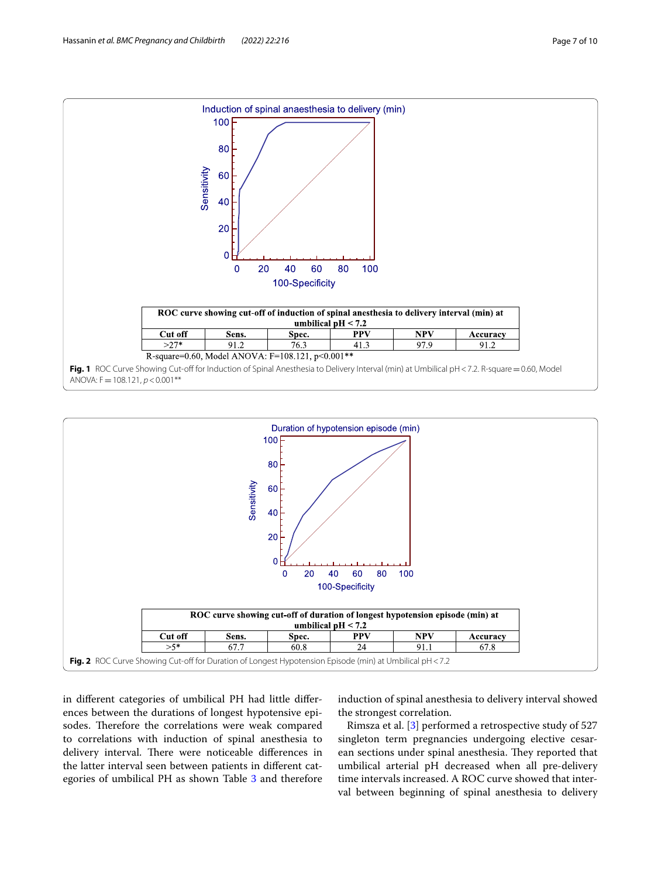| ROC curve showing cut-off of induction of spinal anesthesia to delivery interval (min) at umbilical pH < 7.2 | | | | | |
|---|---|---|---|---|---|
| Cut off | Sens. | Spec. | PPV | NPV | Accuracy |
| >27* | 91.2 | 76.3 | 41.3 | 97.9 | 91.2 |

R-square=0.60, Model ANOVA: F=108.121, p<0.001**

**Fig. 1** ROC Curve Showing Cut-off for Induction of Spinal Anesthesia to Delivery Interval (min) at Umbilical pH < 7.2. R-square = 0.60, Model ANOVA: F = 108.121, $p < 0.001$**

| ROC curve showing cut-off of duration of longest hypotension episode (min) at umbilical pH < 7.2 | | | | | |
|---|---|---|---|---|---|
| Cut off | Sens. | Spec. | PPV | NPV | Accuracy |
| >5* | 67.7 | 60.8 | 24 | 91.1 | 67.8 |

**Fig. 2** ROC Curve Showing Cut-off for Duration of Longest Hypotension Episode (min) at Umbilical pH < 7.2

in different categories of umbilical PH had little differences between the durations of longest hypotensive episodes. Therefore the correlations were weak compared to correlations with induction of spinal anesthesia to delivery interval. There were noticeable differences in the latter interval seen between patients in different categories of umbilical PH as shown Table 3 and therefore induction of spinal anesthesia to delivery interval showed the strongest correlation.

Rimsza et al. [3] performed a retrospective study of 527 singleton term pregnancies undergoing elective cesarean sections under spinal anesthesia. They reported that umbilical arterial pH decreased when all pre-delivery time intervals increased. A ROC curve showed that interval between beginning of spinal anesthesia to delivery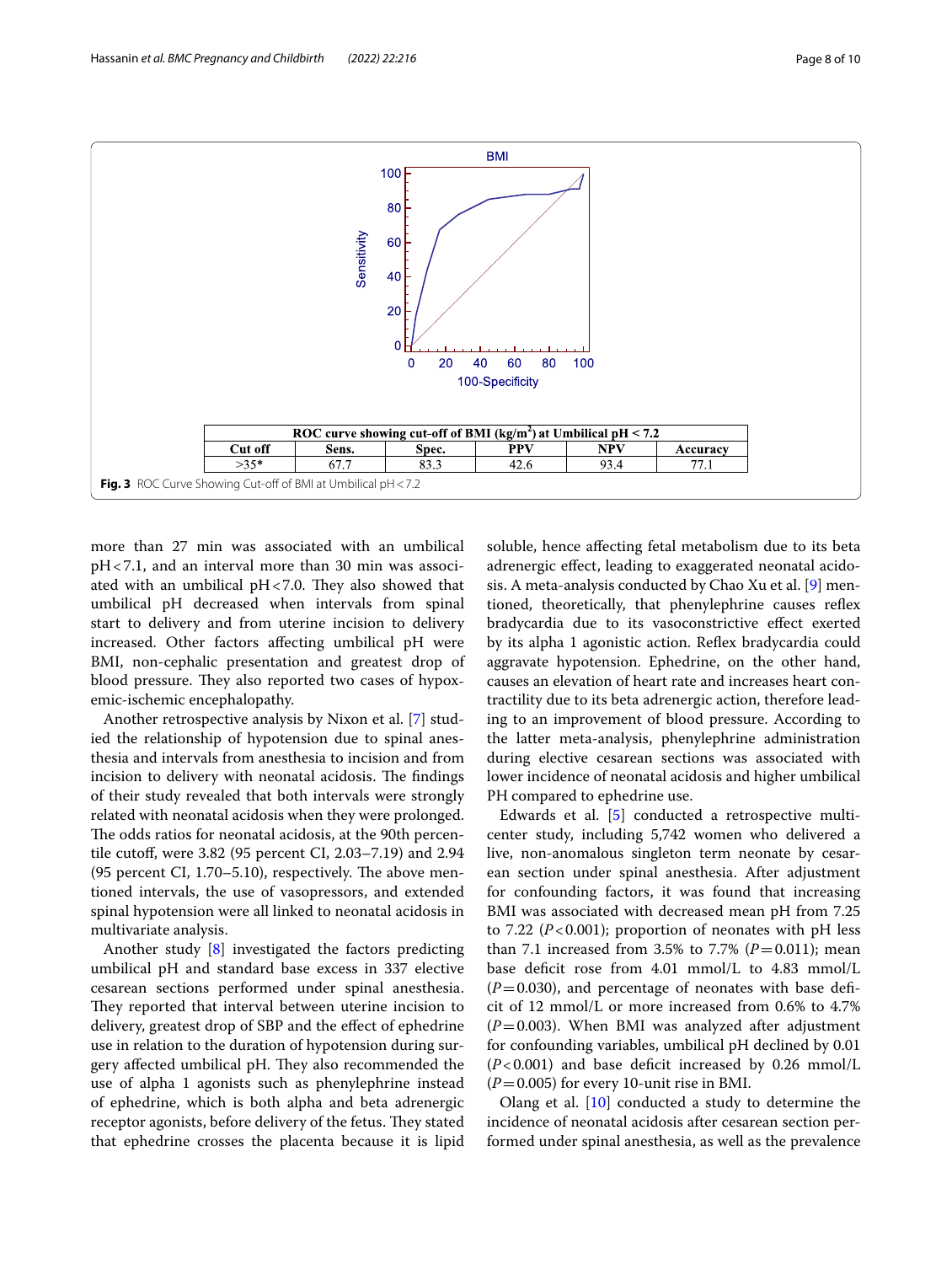| ROC curve showing cut-off of BMI (kg/m$^2$) at Umbilical pH < 7.2 | | | | | |
|---|---|---|---|---|---|
| Cut off | Sens. | Spec. | PPV | NPV | Accuracy |
| >35* | 67.7 | 83.3 | 42.6 | 93.4 | 77.1 |

**Fig. 3** ROC Curve Showing Cut-off of BMI at Umbilical pH < 7.2

more than 27 min was associated with an umbilical pH < 7.1, and an interval more than 30 min was associated with an umbilical pH < 7.0. They also showed that umbilical pH decreased when intervals from spinal start to delivery and from uterine incision to delivery increased. Other factors affecting umbilical pH were BMI, non-cephalic presentation and greatest drop of blood pressure. They also reported two cases of hypoxemic-ischemic encephalopathy.

Another retrospective analysis by Nixon et al. [7] studied the relationship of hypotension due to spinal anesthesia and intervals from anesthesia to incision and from incision to delivery with neonatal acidosis. The findings of their study revealed that both intervals were strongly related with neonatal acidosis when they were prolonged. The odds ratios for neonatal acidosis, at the 90th percentile cutoff, were 3.82 (95 percent CI, 2.03–7.19) and 2.94 (95 percent CI, 1.70–5.10), respectively. The above mentioned intervals, the use of vasopressors, and extended spinal hypotension were all linked to neonatal acidosis in multivariate analysis.

Another study [8] investigated the factors predicting umbilical pH and standard base excess in 337 elective cesarean sections performed under spinal anesthesia. They reported that interval between uterine incision to delivery, greatest drop of SBP and the effect of ephedrine use in relation to the duration of hypotension during surgery affected umbilical pH. They also recommended the use of alpha 1 agonists such as phenylephrine instead of ephedrine, which is both alpha and beta adrenergic receptor agonists, before delivery of the fetus. They stated that ephedrine crosses the placenta because it is lipid soluble, hence affecting fetal metabolism due to its beta adrenergic effect, leading to exaggerated neonatal acidosis. A meta-analysis conducted by Chao Xu et al. [9] mentioned, theoretically, that phenylephrine causes reflex bradycardia due to its vasoconstrictive effect exerted by its alpha 1 agonistic action. Reflex bradycardia could aggravate hypotension. Ephedrine, on the other hand, causes an elevation of heart rate and increases heart contractility due to its beta adrenergic action, therefore leading to an improvement of blood pressure. According to the latter meta-analysis, phenylephrine administration during elective cesarean sections was associated with lower incidence of neonatal acidosis and higher umbilical PH compared to ephedrine use.

Edwards et al. [5] conducted a retrospective multicenter study, including 5,742 women who delivered a live, non-anomalous singleton term neonate by cesarean section under spinal anesthesia. After adjustment for confounding factors, it was found that increasing BMI was associated with decreased mean pH from 7.25 to 7.22 ($P < 0.001$); proportion of neonates with pH less than 7.1 increased from 3.5% to 7.7% ($P = 0.011$); mean base deficit rose from 4.01 mmol/L to 4.83 mmol/L ($P = 0.030$), and percentage of neonates with base deficit of 12 mmol/L or more increased from 0.6% to 4.7% ($P = 0.003$). When BMI was analyzed after adjustment for confounding variables, umbilical pH declined by 0.01 ($P < 0.001$) and base deficit increased by 0.26 mmol/L ($P = 0.005$) for every 10-unit rise in BMI.

Olang et al. [10] conducted a study to determine the incidence of neonatal acidosis after cesarean section performed under spinal anesthesia, as well as the prevalence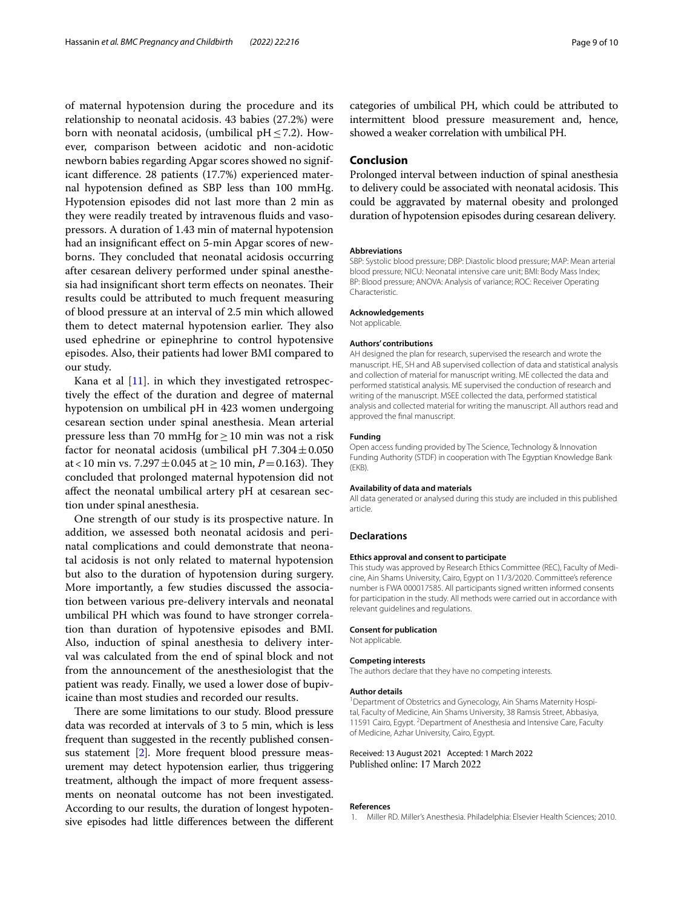of maternal hypotension during the procedure and its relationship to neonatal acidosis. 43 babies (27.2%) were born with neonatal acidosis, (umbilical pH $\leq 7.2$). However, comparison between acidotic and non-acidotic newborn babies regarding Apgar scores showed no significant difference. 28 patients (17.7%) experienced maternal hypotension defined as SBP less than 100 mmHg. Hypotension episodes did not last more than 2 min as they were readily treated by intravenous fluids and vasopressors. A duration of 1.43 min of maternal hypotension had an insignificant effect on 5-min Apgar scores of newborns. They concluded that neonatal acidosis occurring after cesarean delivery performed under spinal anesthesia had insignificant short term effects on neonates. Their results could be attributed to much frequent measuring of blood pressure at an interval of 2.5 min which allowed them to detect maternal hypotension earlier. They also used ephedrine or epinephrine to control hypotensive episodes. Also, their patients had lower BMI compared to our study.

Kana et al [11]. in which they investigated retrospectively the effect of the duration and degree of maternal hypotension on umbilical pH in 423 women undergoing cesarean section under spinal anesthesia. Mean arterial pressure less than 70 mmHg for $\geq 10$ min was not a risk factor for neonatal acidosis (umbilical pH $7.304 \pm 0.050$ at $< 10$ min vs. $7.297 \pm 0.045$ at $\geq 10$ min, $P = 0.163$). They concluded that prolonged maternal hypotension did not affect the neonatal umbilical artery pH at cesarean section under spinal anesthesia.

One strength of our study is its prospective nature. In addition, we assessed both neonatal acidosis and perinatal complications and could demonstrate that neonatal acidosis is not only related to maternal hypotension but also to the duration of hypotension during surgery. More importantly, a few studies discussed the association between various pre-delivery intervals and neonatal umbilical PH which was found to have stronger correlation than duration of hypotensive episodes and BMI. Also, induction of spinal anesthesia to delivery interval was calculated from the end of spinal block and not from the announcement of the anesthesiologist that the patient was ready. Finally, we used a lower dose of bupivicaine than most studies and recorded our results.

There are some limitations to our study. Blood pressure data was recorded at intervals of 3 to 5 min, which is less frequent than suggested in the recently published consensus statement [2]. More frequent blood pressure measurement may detect hypotension earlier, thus triggering treatment, although the impact of more frequent assessments on neonatal outcome has not been investigated. According to our results, the duration of longest hypotensive episodes had little differences between the different categories of umbilical PH, which could be attributed to intermittent blood pressure measurement and, hence, showed a weaker correlation with umbilical PH.

## Conclusion

Prolonged interval between induction of spinal anesthesia to delivery could be associated with neonatal acidosis. This could be aggravated by maternal obesity and prolonged duration of hypotension episodes during cesarean delivery.

#### Abbreviations

SBP: Systolic blood pressure; DBP: Diastolic blood pressure; MAP: Mean arterial blood pressure; NICU: Neonatal intensive care unit; BMI: Body Mass Index; BP: Blood pressure; ANOVA: Analysis of variance; ROC: Receiver Operating Characteristic.

#### Acknowledgements

Not applicable.

#### Authors' contributions

AH designed the plan for research, supervised the research and wrote the manuscript. HE, SH and AB supervised collection of data and statistical analysis and collection of material for manuscript writing. ME collected the data and performed statistical analysis. ME supervised the conduction of research and writing of the manuscript. MSEE collected the data, performed statistical analysis and collected material for writing the manuscript. All authors read and approved the final manuscript.

#### Funding

Open access funding provided by The Science, Technology & Innovation Funding Authority (STDF) in cooperation with The Egyptian Knowledge Bank (EKB).

#### Availability of data and materials

All data generated or analysed during this study are included in this published article.

### Declarations

#### Ethics approval and consent to participate

This study was approved by Research Ethics Committee (REC), Faculty of Medicine, Ain Shams University, Cairo, Egypt on 11/3/2020. Committee's reference number is FWA 000017585. All participants signed written informed consents for participation in the study. All methods were carried out in accordance with relevant guidelines and regulations.

#### Consent for publication

Not applicable.

#### Competing interests

The authors declare that they have no competing interests.

#### Author details

[1]Department of Obstetrics and Gynecology, Ain Shams Maternity Hospital, Faculty of Medicine, Ain Shams University, 38 Ramsis Street, Abbasiya, 11591 Cairo, Egypt. [2]Department of Anesthesia and Intensive Care, Faculty of Medicine, Azhar University, Cairo, Egypt.

Received: 13 August 2021 Accepted: 1 March 2022
Published online: 17 March 2022

#### References

1. Miller RD. Miller's Anesthesia. Philadelphia: Elsevier Health Sciences; 2010.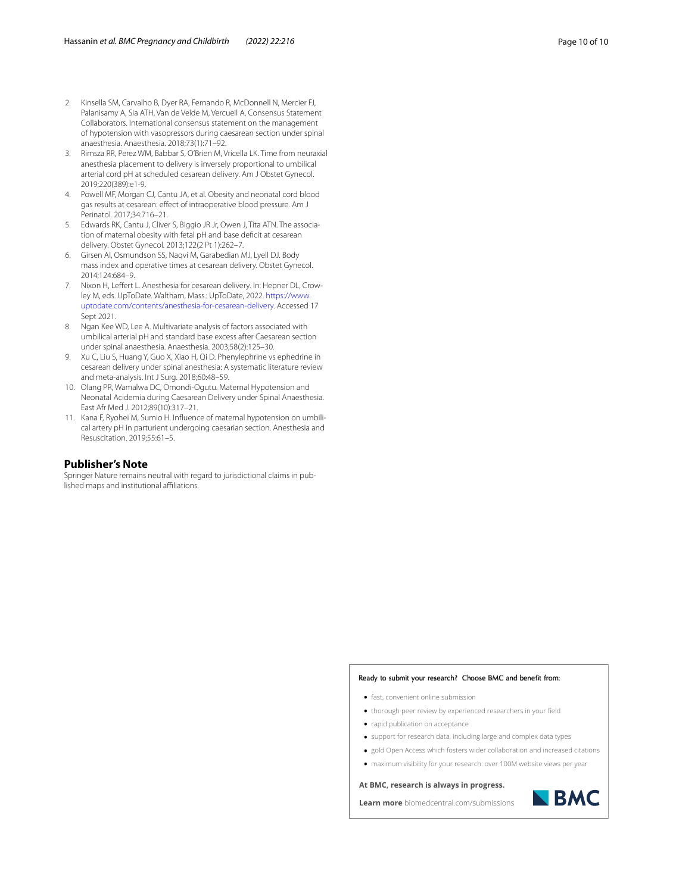2. Kinsella SM, Carvalho B, Dyer RA, Fernando R, McDonnell N, Mercier FJ, Palanisamy A, Sia ATH, Van de Velde M, Vercueil A, Consensus Statement Collaborators. International consensus statement on the management of hypotension with vasopressors during caesarean section under spinal anaesthesia. Anaesthesia. 2018;73(1):71–92.
3. Rimsza RR, Perez WM, Babbar S, O'Brien M, Vricella LK. Time from neuraxial anesthesia placement to delivery is inversely proportional to umbilical arterial cord pH at scheduled cesarean delivery. Am J Obstet Gynecol. 2019;220(389):e1-9.
4. Powell MF, Morgan CJ, Cantu JA, et al. Obesity and neonatal cord blood gas results at cesarean: effect of intraoperative blood pressure. Am J Perinatol. 2017;34:716–21.
5. Edwards RK, Cantu J, Cliver S, Biggio JR Jr, Owen J, Tita ATN. The association of maternal obesity with fetal pH and base deficit at cesarean delivery. Obstet Gynecol. 2013;122(2 Pt 1):262–7.
6. Girsen AI, Osmundson SS, Naqvi M, Garabedian MJ, Lyell DJ. Body mass index and operative times at cesarean delivery. Obstet Gynecol. 2014;124:684–9.
7. Nixon H, Leffert L. Anesthesia for cesarean delivery. In: Hepner DL, Crowley M, eds. UpToDate. Waltham, Mass.: UpToDate, 2022. https://www.uptodate.com/contents/anesthesia-for-cesarean-delivery. Accessed 17 Sept 2021.
8. Ngan Kee WD, Lee A. Multivariate analysis of factors associated with umbilical arterial pH and standard base excess after Caesarean section under spinal anaesthesia. Anaesthesia. 2003;58(2):125–30.
9. Xu C, Liu S, Huang Y, Guo X, Xiao H, Qi D. Phenylephrine vs ephedrine in cesarean delivery under spinal anesthesia: A systematic literature review and meta-analysis. Int J Surg. 2018;60:48–59.
10. Olang PR, Wamalwa DC, Omondi-Ogutu. Maternal Hypotension and Neonatal Acidemia during Caesarean Delivery under Spinal Anaesthesia. East Afr Med J. 2012;89(10):317–21.
11. Kana F, Ryohei M, Sumio H. Influence of maternal hypotension on umbilical artery pH in parturient undergoing caesarian section. Anesthesia and Resuscitation. 2019;55:61–5.

## Publisher's Note

Springer Nature remains neutral with regard to jurisdictional claims in published maps and institutional affiliations.

Ready to submit your research? Choose BMC and benefit from:

- fast, convenient online submission
- thorough peer review by experienced researchers in your field
- rapid publication on acceptance
- support for research data, including large and complex data types
- gold Open Access which fosters wider collaboration and increased citations
- maximum visibility for your research: over 100M website views per year

**At BMC, research is always in progress.**

**Learn more** biomedcentral.com/submissions

BMC